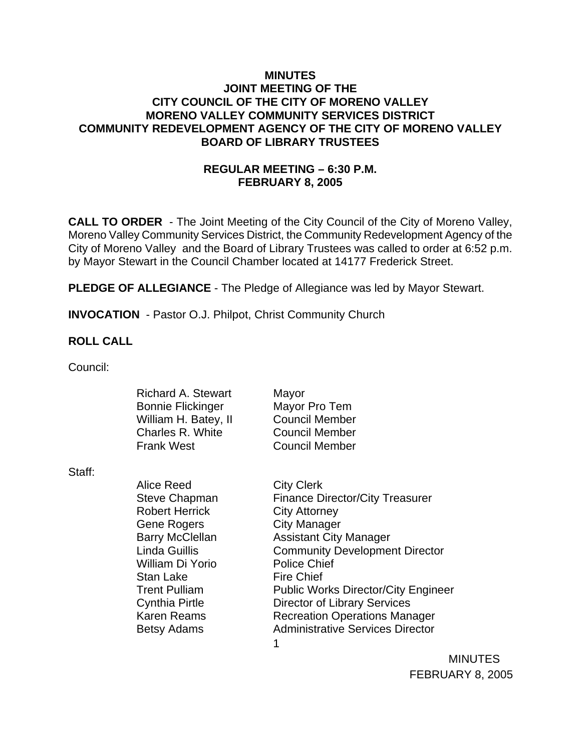**MINUTES**
**JOINT MEETING OF THE**
**CITY COUNCIL OF THE CITY OF MORENO VALLEY**
**MORENO VALLEY COMMUNITY SERVICES DISTRICT**
**COMMUNITY REDEVELOPMENT AGENCY OF THE CITY OF MORENO VALLEY**
**BOARD OF LIBRARY TRUSTEES**

**REGULAR MEETING – 6:30 P.M.**
**FEBRUARY 8, 2005**

**CALL TO ORDER** - The Joint Meeting of the City Council of the City of Moreno Valley, Moreno Valley Community Services District, the Community Redevelopment Agency of the City of Moreno Valley and the Board of Library Trustees was called to order at 6:52 p.m. by Mayor Stewart in the Council Chamber located at 14177 Frederick Street.

**PLEDGE OF ALLEGIANCE** - The Pledge of Allegiance was led by Mayor Stewart.

**INVOCATION** - Pastor O.J. Philpot, Christ Community Church

**ROLL CALL**

Council:

| | |
|---|---|
| Richard A. Stewart | Mayor |
| Bonnie Flickinger | Mayor Pro Tem |
| William H. Batey, II | Council Member |
| Charles R. White | Council Member |
| Frank West | Council Member |

Staff:

| | |
|---|---|
| Alice Reed | City Clerk |
| Steve Chapman | Finance Director/City Treasurer |
| Robert Herrick | City Attorney |
| Gene Rogers | City Manager |
| Barry McClellan | Assistant City Manager |
| Linda Guillis | Community Development Director |
| William Di Yorio | Police Chief |
| Stan Lake | Fire Chief |
| Trent Pulliam | Public Works Director/City Engineer |
| Cynthia Pirtle | Director of Library Services |
| Karen Reams | Recreation Operations Manager |
| Betsy Adams | Administrative Services Director |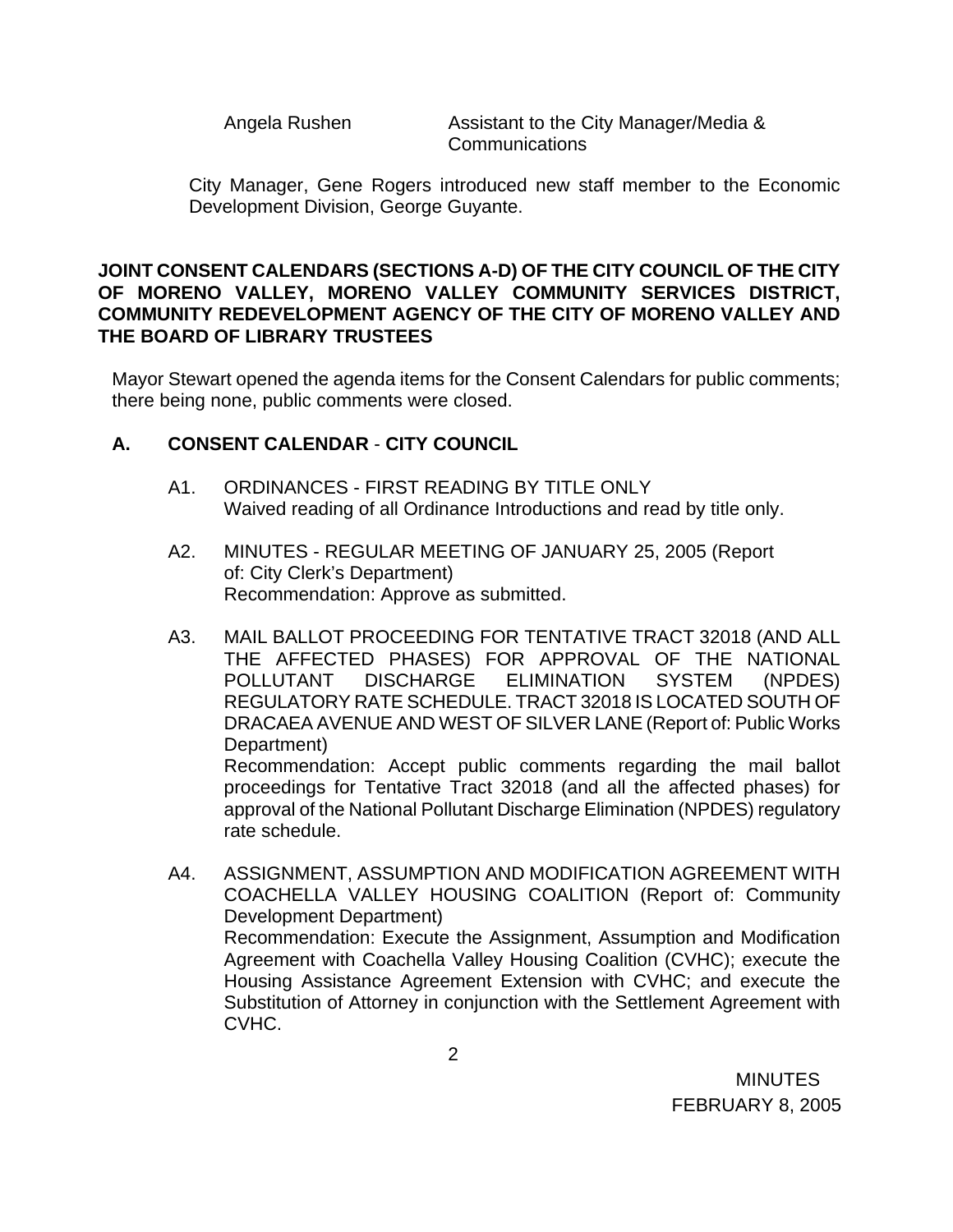| | |
|---|---|
| Angela Rushen | Assistant to the City Manager/Media & Communications |

City Manager, Gene Rogers introduced new staff member to the Economic Development Division, George Guyante.

**JOINT CONSENT CALENDARS (SECTIONS A-D) OF THE CITY COUNCIL OF THE CITY OF MORENO VALLEY, MORENO VALLEY COMMUNITY SERVICES DISTRICT, COMMUNITY REDEVELOPMENT AGENCY OF THE CITY OF MORENO VALLEY AND THE BOARD OF LIBRARY TRUSTEES**

Mayor Stewart opened the agenda items for the Consent Calendars for public comments; there being none, public comments were closed.

**A. CONSENT CALENDAR - CITY COUNCIL**

A1. ORDINANCES - FIRST READING BY TITLE ONLY
Waived reading of all Ordinance Introductions and read by title only.

A2. MINUTES - REGULAR MEETING OF JANUARY 25, 2005 (Report of: City Clerk's Department)
Recommendation: Approve as submitted.

A3. MAIL BALLOT PROCEEDING FOR TENTATIVE TRACT 32018 (AND ALL THE AFFECTED PHASES) FOR APPROVAL OF THE NATIONAL POLLUTANT DISCHARGE ELIMINATION SYSTEM (NPDES) REGULATORY RATE SCHEDULE. TRACT 32018 IS LOCATED SOUTH OF DRACAEA AVENUE AND WEST OF SILVER LANE (Report of: Public Works Department)
Recommendation: Accept public comments regarding the mail ballot proceedings for Tentative Tract 32018 (and all the affected phases) for approval of the National Pollutant Discharge Elimination (NPDES) regulatory rate schedule.

A4. ASSIGNMENT, ASSUMPTION AND MODIFICATION AGREEMENT WITH COACHELLA VALLEY HOUSING COALITION (Report of: Community Development Department)
Recommendation: Execute the Assignment, Assumption and Modification Agreement with Coachella Valley Housing Coalition (CVHC); execute the Housing Assistance Agreement Extension with CVHC; and execute the Substitution of Attorney in conjunction with the Settlement Agreement with CVHC.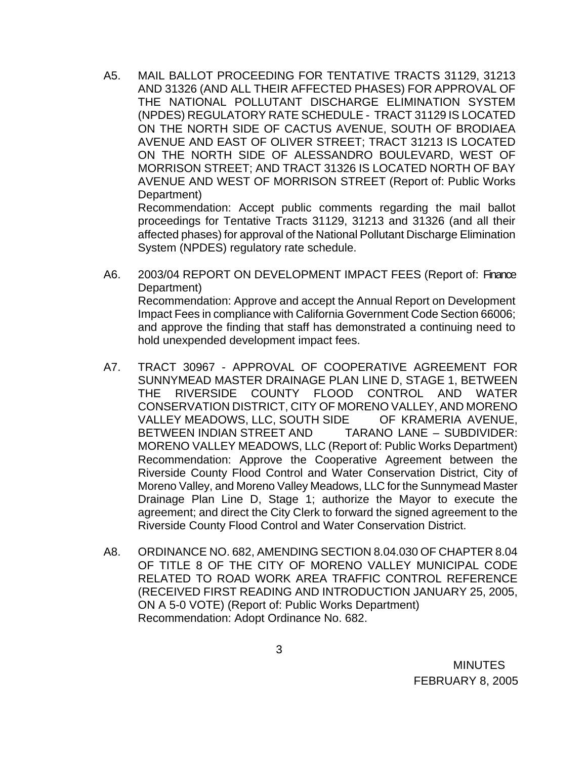A5. MAIL BALLOT PROCEEDING FOR TENTATIVE TRACTS 31129, 31213 AND 31326 (AND ALL THEIR AFFECTED PHASES) FOR APPROVAL OF THE NATIONAL POLLUTANT DISCHARGE ELIMINATION SYSTEM (NPDES) REGULATORY RATE SCHEDULE - TRACT 31129 IS LOCATED ON THE NORTH SIDE OF CACTUS AVENUE, SOUTH OF BRODIAEA AVENUE AND EAST OF OLIVER STREET; TRACT 31213 IS LOCATED ON THE NORTH SIDE OF ALESSANDRO BOULEVARD, WEST OF MORRISON STREET; AND TRACT 31326 IS LOCATED NORTH OF BAY AVENUE AND WEST OF MORRISON STREET (Report of: Public Works Department)
Recommendation: Accept public comments regarding the mail ballot proceedings for Tentative Tracts 31129, 31213 and 31326 (and all their affected phases) for approval of the National Pollutant Discharge Elimination System (NPDES) regulatory rate schedule.

A6. 2003/04 REPORT ON DEVELOPMENT IMPACT FEES (Report of: Finance Department)
Recommendation: Approve and accept the Annual Report on Development Impact Fees in compliance with California Government Code Section 66006; and approve the finding that staff has demonstrated a continuing need to hold unexpended development impact fees.

A7. TRACT 30967 - APPROVAL OF COOPERATIVE AGREEMENT FOR SUNNYMEAD MASTER DRAINAGE PLAN LINE D, STAGE 1, BETWEEN THE RIVERSIDE COUNTY FLOOD CONTROL AND WATER CONSERVATION DISTRICT, CITY OF MORENO VALLEY, AND MORENO VALLEY MEADOWS, LLC, SOUTH SIDE OF KRAMERIA AVENUE, BETWEEN INDIAN STREET AND TARANO LANE – SUBDIVIDER: MORENO VALLEY MEADOWS, LLC (Report of: Public Works Department)
Recommendation: Approve the Cooperative Agreement between the Riverside County Flood Control and Water Conservation District, City of Moreno Valley, and Moreno Valley Meadows, LLC for the Sunnymead Master Drainage Plan Line D, Stage 1; authorize the Mayor to execute the agreement; and direct the City Clerk to forward the signed agreement to the Riverside County Flood Control and Water Conservation District.

A8. ORDINANCE NO. 682, AMENDING SECTION 8.04.030 OF CHAPTER 8.04 OF TITLE 8 OF THE CITY OF MORENO VALLEY MUNICIPAL CODE RELATED TO ROAD WORK AREA TRAFFIC CONTROL REFERENCE (RECEIVED FIRST READING AND INTRODUCTION JANUARY 25, 2005, ON A 5-0 VOTE) (Report of: Public Works Department)
Recommendation: Adopt Ordinance No. 682.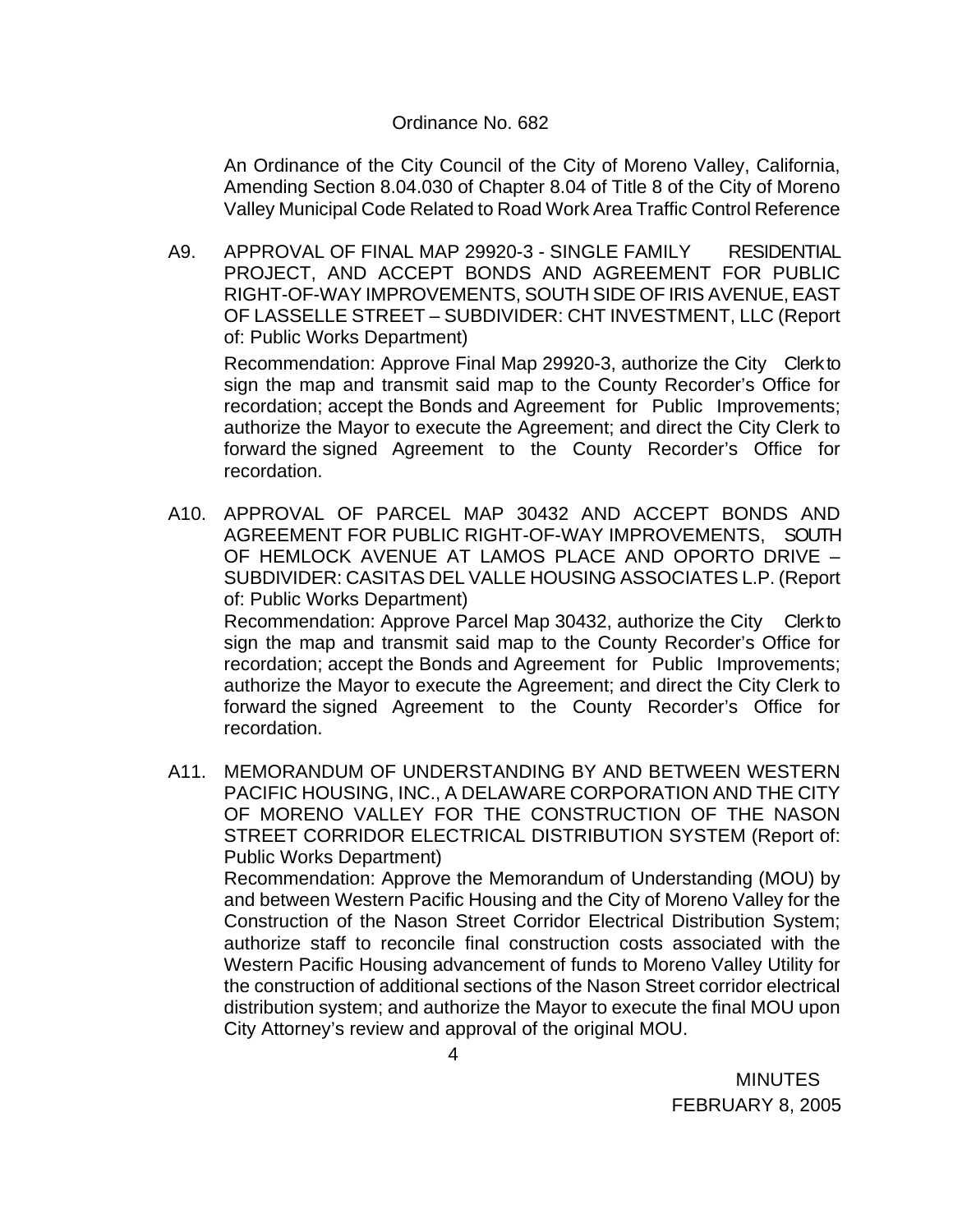Ordinance No. 682

An Ordinance of the City Council of the City of Moreno Valley, California, Amending Section 8.04.030 of Chapter 8.04 of Title 8 of the City of Moreno Valley Municipal Code Related to Road Work Area Traffic Control Reference

A9. APPROVAL OF FINAL MAP 29920-3 - SINGLE FAMILY RESIDENTIAL PROJECT, AND ACCEPT BONDS AND AGREEMENT FOR PUBLIC RIGHT-OF-WAY IMPROVEMENTS, SOUTH SIDE OF IRIS AVENUE, EAST OF LASSELLE STREET – SUBDIVIDER: CHT INVESTMENT, LLC (Report of: Public Works Department)

Recommendation: Approve Final Map 29920-3, authorize the City Clerk to sign the map and transmit said map to the County Recorder's Office for recordation; accept the Bonds and Agreement for Public Improvements; authorize the Mayor to execute the Agreement; and direct the City Clerk to forward the signed Agreement to the County Recorder's Office for recordation.

A10. APPROVAL OF PARCEL MAP 30432 AND ACCEPT BONDS AND AGREEMENT FOR PUBLIC RIGHT-OF-WAY IMPROVEMENTS, SOUTH OF HEMLOCK AVENUE AT LAMOS PLACE AND OPORTO DRIVE – SUBDIVIDER: CASITAS DEL VALLE HOUSING ASSOCIATES L.P. (Report of: Public Works Department)

Recommendation: Approve Parcel Map 30432, authorize the City Clerk to sign the map and transmit said map to the County Recorder's Office for recordation; accept the Bonds and Agreement for Public Improvements; authorize the Mayor to execute the Agreement; and direct the City Clerk to forward the signed Agreement to the County Recorder's Office for recordation.

A11. MEMORANDUM OF UNDERSTANDING BY AND BETWEEN WESTERN PACIFIC HOUSING, INC., A DELAWARE CORPORATION AND THE CITY OF MORENO VALLEY FOR THE CONSTRUCTION OF THE NASON STREET CORRIDOR ELECTRICAL DISTRIBUTION SYSTEM (Report of: Public Works Department)

Recommendation: Approve the Memorandum of Understanding (MOU) by and between Western Pacific Housing and the City of Moreno Valley for the Construction of the Nason Street Corridor Electrical Distribution System; authorize staff to reconcile final construction costs associated with the Western Pacific Housing advancement of funds to Moreno Valley Utility for the construction of additional sections of the Nason Street corridor electrical distribution system; and authorize the Mayor to execute the final MOU upon City Attorney's review and approval of the original MOU.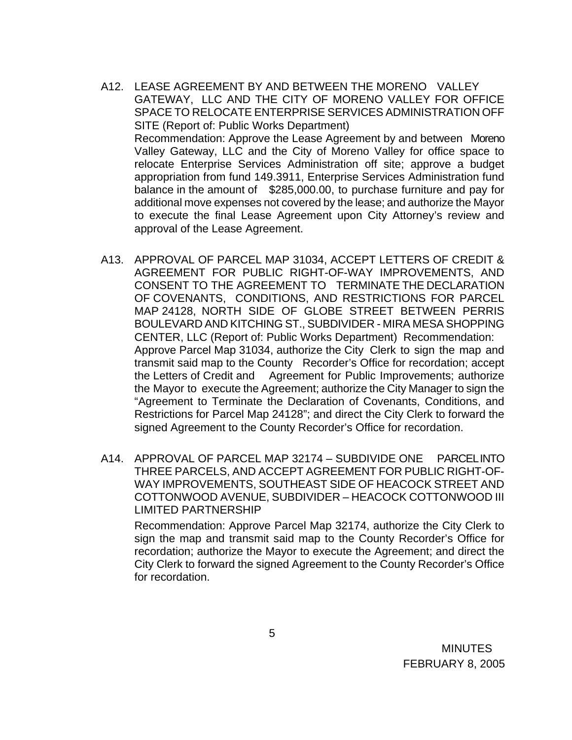A12. LEASE AGREEMENT BY AND BETWEEN THE MORENO VALLEY GATEWAY, LLC AND THE CITY OF MORENO VALLEY FOR OFFICE SPACE TO RELOCATE ENTERPRISE SERVICES ADMINISTRATION OFF SITE (Report of: Public Works Department)

Recommendation: Approve the Lease Agreement by and between Moreno Valley Gateway, LLC and the City of Moreno Valley for office space to relocate Enterprise Services Administration off site; approve a budget appropriation from fund 149.3911, Enterprise Services Administration fund balance in the amount of $285,000.00, to purchase furniture and pay for additional move expenses not covered by the lease; and authorize the Mayor to execute the final Lease Agreement upon City Attorney's review and approval of the Lease Agreement.

A13. APPROVAL OF PARCEL MAP 31034, ACCEPT LETTERS OF CREDIT & AGREEMENT FOR PUBLIC RIGHT-OF-WAY IMPROVEMENTS, AND CONSENT TO THE AGREEMENT TO TERMINATE THE DECLARATION OF COVENANTS, CONDITIONS, AND RESTRICTIONS FOR PARCEL MAP 24128, NORTH SIDE OF GLOBE STREET BETWEEN PERRIS BOULEVARD AND KITCHING ST., SUBDIVIDER - MIRA MESA SHOPPING CENTER, LLC (Report of: Public Works Department) Recommendation: Approve Parcel Map 31034, authorize the City Clerk to sign the map and transmit said map to the County Recorder's Office for recordation; accept the Letters of Credit and Agreement for Public Improvements; authorize the Mayor to execute the Agreement; authorize the City Manager to sign the "Agreement to Terminate the Declaration of Covenants, Conditions, and Restrictions for Parcel Map 24128"; and direct the City Clerk to forward the signed Agreement to the County Recorder's Office for recordation.

A14. APPROVAL OF PARCEL MAP 32174 – SUBDIVIDE ONE PARCEL INTO THREE PARCELS, AND ACCEPT AGREEMENT FOR PUBLIC RIGHT-OF-WAY IMPROVEMENTS, SOUTHEAST SIDE OF HEACOCK STREET AND COTTONWOOD AVENUE, SUBDIVIDER – HEACOCK COTTONWOOD III LIMITED PARTNERSHIP

Recommendation: Approve Parcel Map 32174, authorize the City Clerk to sign the map and transmit said map to the County Recorder's Office for recordation; authorize the Mayor to execute the Agreement; and direct the City Clerk to forward the signed Agreement to the County Recorder's Office for recordation.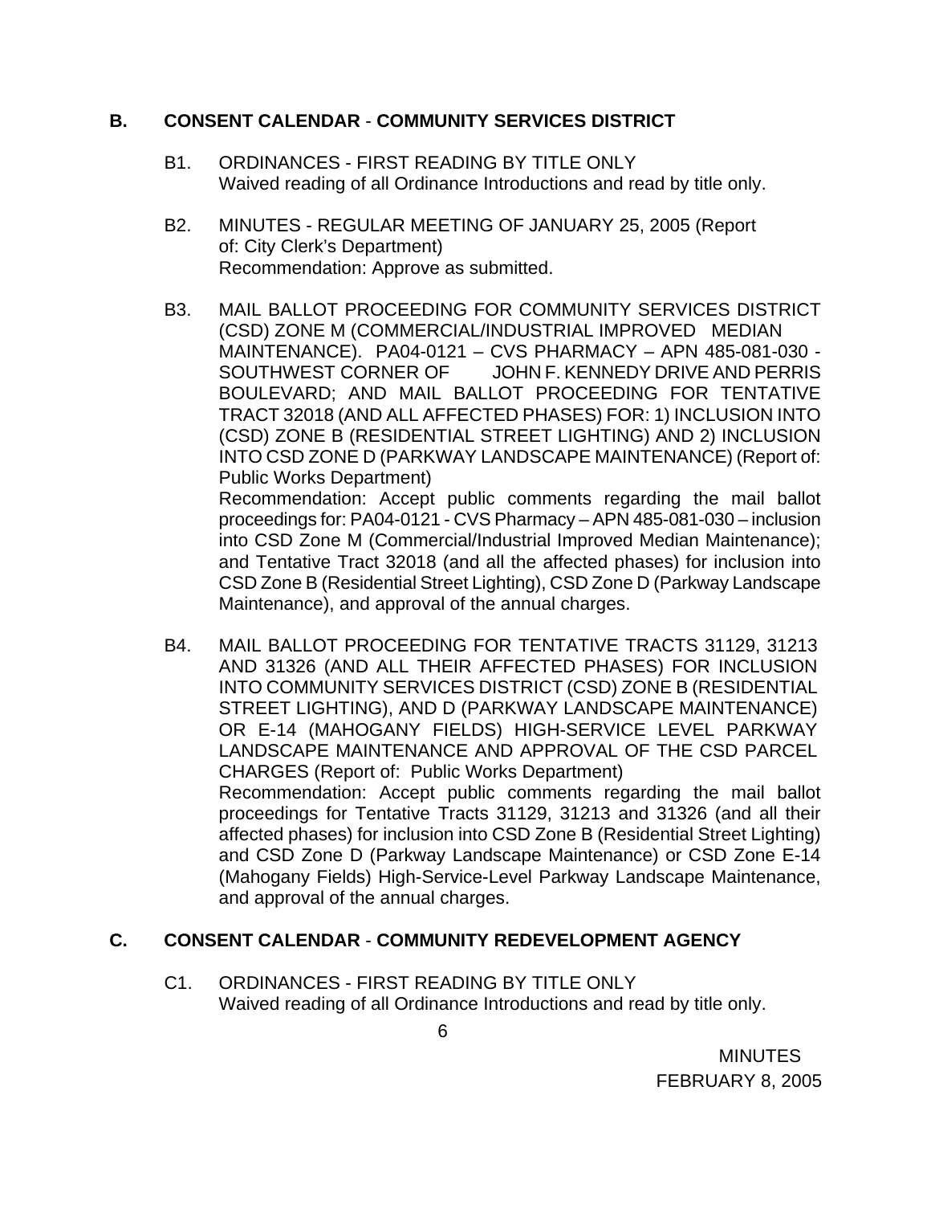## B. CONSENT CALENDAR - COMMUNITY SERVICES DISTRICT

B1. ORDINANCES - FIRST READING BY TITLE ONLY
Waived reading of all Ordinance Introductions and read by title only.

B2. MINUTES - REGULAR MEETING OF JANUARY 25, 2005 (Report of: City Clerk's Department)
Recommendation: Approve as submitted.

B3. MAIL BALLOT PROCEEDING FOR COMMUNITY SERVICES DISTRICT (CSD) ZONE M (COMMERCIAL/INDUSTRIAL IMPROVED MEDIAN MAINTENANCE). PA04-0121 – CVS PHARMACY – APN 485-081-030 - SOUTHWEST CORNER OF JOHN F. KENNEDY DRIVE AND PERRIS BOULEVARD; AND MAIL BALLOT PROCEEDING FOR TENTATIVE TRACT 32018 (AND ALL AFFECTED PHASES) FOR: 1) INCLUSION INTO (CSD) ZONE B (RESIDENTIAL STREET LIGHTING) AND 2) INCLUSION INTO CSD ZONE D (PARKWAY LANDSCAPE MAINTENANCE) (Report of: Public Works Department)
Recommendation: Accept public comments regarding the mail ballot proceedings for: PA04-0121 - CVS Pharmacy – APN 485-081-030 – inclusion into CSD Zone M (Commercial/Industrial Improved Median Maintenance); and Tentative Tract 32018 (and all the affected phases) for inclusion into CSD Zone B (Residential Street Lighting), CSD Zone D (Parkway Landscape Maintenance), and approval of the annual charges.

B4. MAIL BALLOT PROCEEDING FOR TENTATIVE TRACTS 31129, 31213 AND 31326 (AND ALL THEIR AFFECTED PHASES) FOR INCLUSION INTO COMMUNITY SERVICES DISTRICT (CSD) ZONE B (RESIDENTIAL STREET LIGHTING), AND D (PARKWAY LANDSCAPE MAINTENANCE) OR E-14 (MAHOGANY FIELDS) HIGH-SERVICE LEVEL PARKWAY LANDSCAPE MAINTENANCE AND APPROVAL OF THE CSD PARCEL CHARGES (Report of: Public Works Department)
Recommendation: Accept public comments regarding the mail ballot proceedings for Tentative Tracts 31129, 31213 and 31326 (and all their affected phases) for inclusion into CSD Zone B (Residential Street Lighting) and CSD Zone D (Parkway Landscape Maintenance) or CSD Zone E-14 (Mahogany Fields) High-Service-Level Parkway Landscape Maintenance, and approval of the annual charges.

## C. CONSENT CALENDAR - COMMUNITY REDEVELOPMENT AGENCY

C1. ORDINANCES - FIRST READING BY TITLE ONLY
Waived reading of all Ordinance Introductions and read by title only.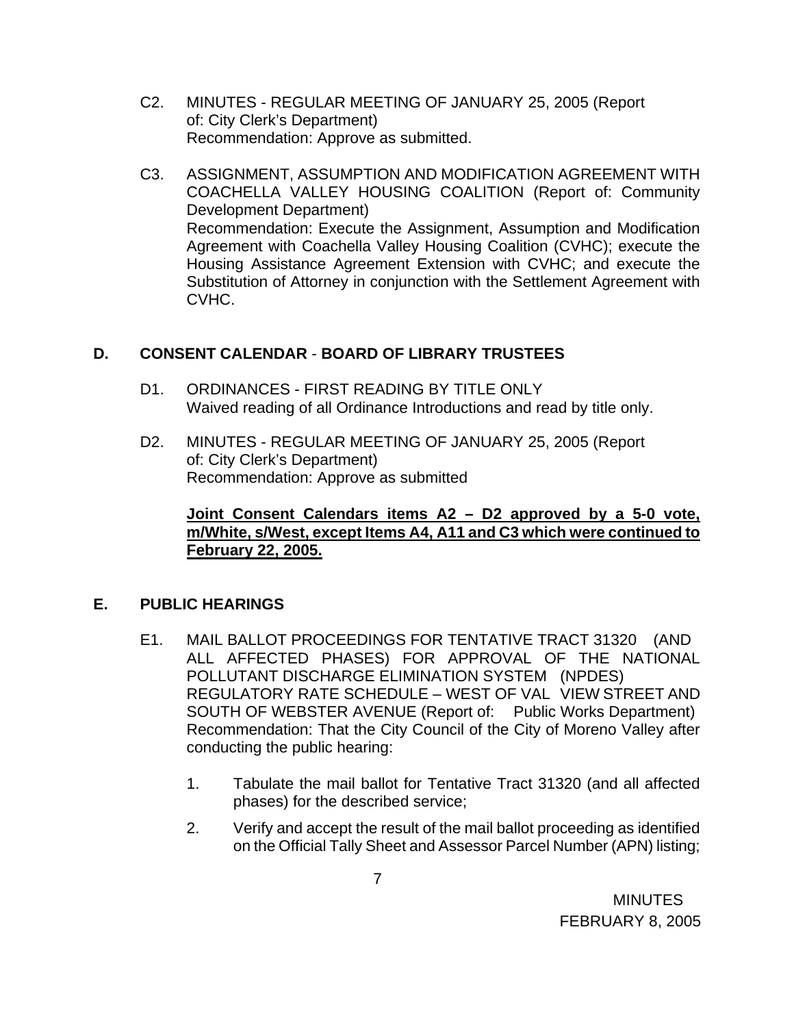C2. MINUTES - REGULAR MEETING OF JANUARY 25, 2005 (Report of: City Clerk's Department)
Recommendation: Approve as submitted.

C3. ASSIGNMENT, ASSUMPTION AND MODIFICATION AGREEMENT WITH COACHELLA VALLEY HOUSING COALITION (Report of: Community Development Department)
Recommendation: Execute the Assignment, Assumption and Modification Agreement with Coachella Valley Housing Coalition (CVHC); execute the Housing Assistance Agreement Extension with CVHC; and execute the Substitution of Attorney in conjunction with the Settlement Agreement with CVHC.

## D. CONSENT CALENDAR - BOARD OF LIBRARY TRUSTEES

D1. ORDINANCES - FIRST READING BY TITLE ONLY
Waived reading of all Ordinance Introductions and read by title only.

D2. MINUTES - REGULAR MEETING OF JANUARY 25, 2005 (Report of: City Clerk's Department)
Recommendation: Approve as submitted

**Joint Consent Calendars items A2 – D2 approved by a 5-0 vote, m/White, s/West, except Items A4, A11 and C3 which were continued to February 22, 2005.**

## E. PUBLIC HEARINGS

E1. MAIL BALLOT PROCEEDINGS FOR TENTATIVE TRACT 31320 (AND ALL AFFECTED PHASES) FOR APPROVAL OF THE NATIONAL POLLUTANT DISCHARGE ELIMINATION SYSTEM (NPDES) REGULATORY RATE SCHEDULE – WEST OF VAL VIEW STREET AND SOUTH OF WEBSTER AVENUE (Report of: Public Works Department)
Recommendation: That the City Council of the City of Moreno Valley after conducting the public hearing:

1. Tabulate the mail ballot for Tentative Tract 31320 (and all affected phases) for the described service;
2. Verify and accept the result of the mail ballot proceeding as identified on the Official Tally Sheet and Assessor Parcel Number (APN) listing;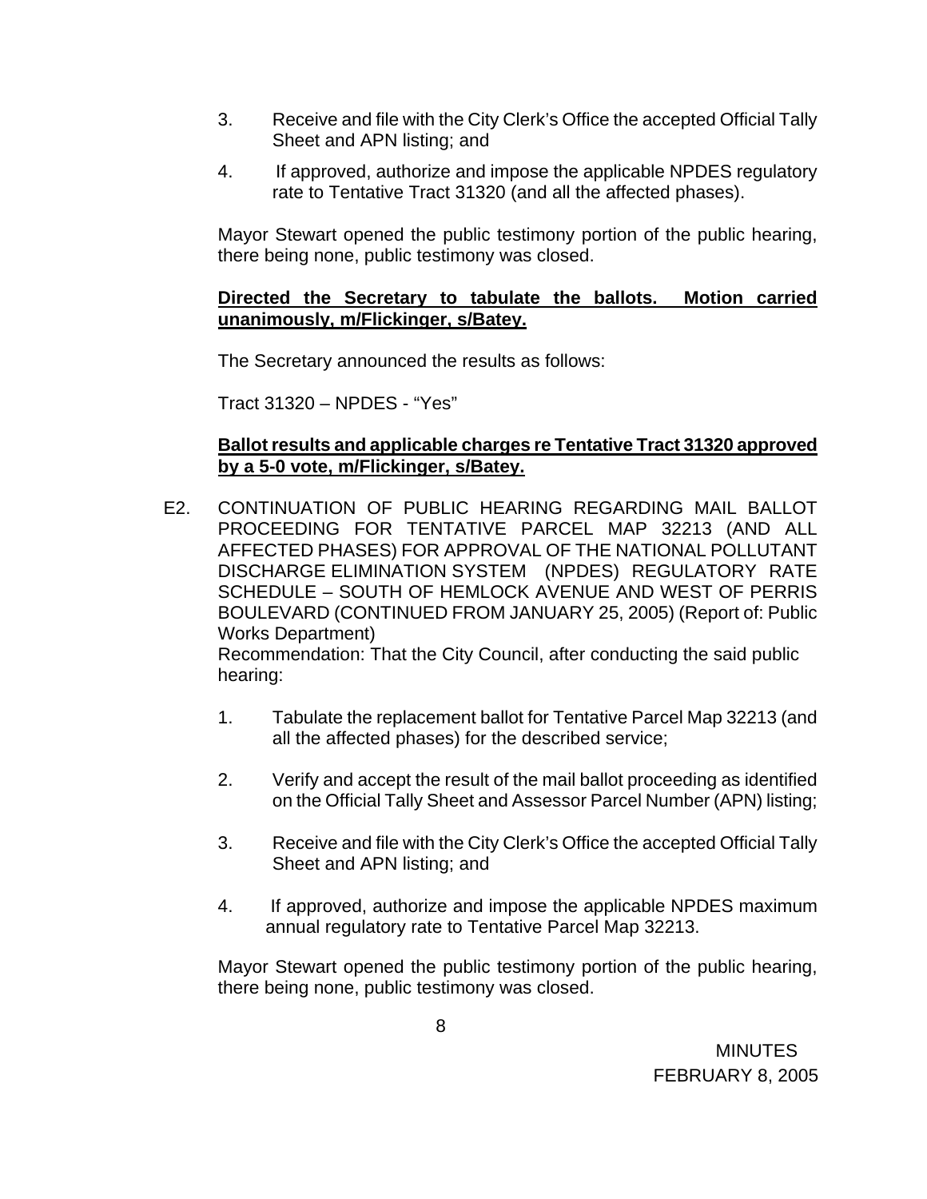3. Receive and file with the City Clerk's Office the accepted Official Tally Sheet and APN listing; and

4. If approved, authorize and impose the applicable NPDES regulatory rate to Tentative Tract 31320 (and all the affected phases).

Mayor Stewart opened the public testimony portion of the public hearing, there being none, public testimony was closed.

**Directed the Secretary to tabulate the ballots. Motion carried unanimously, m/Flickinger, s/Batey.**

The Secretary announced the results as follows:

Tract 31320 – NPDES - "Yes"

**Ballot results and applicable charges re Tentative Tract 31320 approved by a 5-0 vote, m/Flickinger, s/Batey.**

E2. CONTINUATION OF PUBLIC HEARING REGARDING MAIL BALLOT PROCEEDING FOR TENTATIVE PARCEL MAP 32213 (AND ALL AFFECTED PHASES) FOR APPROVAL OF THE NATIONAL POLLUTANT DISCHARGE ELIMINATION SYSTEM (NPDES) REGULATORY RATE SCHEDULE – SOUTH OF HEMLOCK AVENUE AND WEST OF PERRIS BOULEVARD (CONTINUED FROM JANUARY 25, 2005) (Report of: Public Works Department)
Recommendation: That the City Council, after conducting the said public hearing:

1. Tabulate the replacement ballot for Tentative Parcel Map 32213 (and all the affected phases) for the described service;

2. Verify and accept the result of the mail ballot proceeding as identified on the Official Tally Sheet and Assessor Parcel Number (APN) listing;

3. Receive and file with the City Clerk's Office the accepted Official Tally Sheet and APN listing; and

4. If approved, authorize and impose the applicable NPDES maximum annual regulatory rate to Tentative Parcel Map 32213.

Mayor Stewart opened the public testimony portion of the public hearing, there being none, public testimony was closed.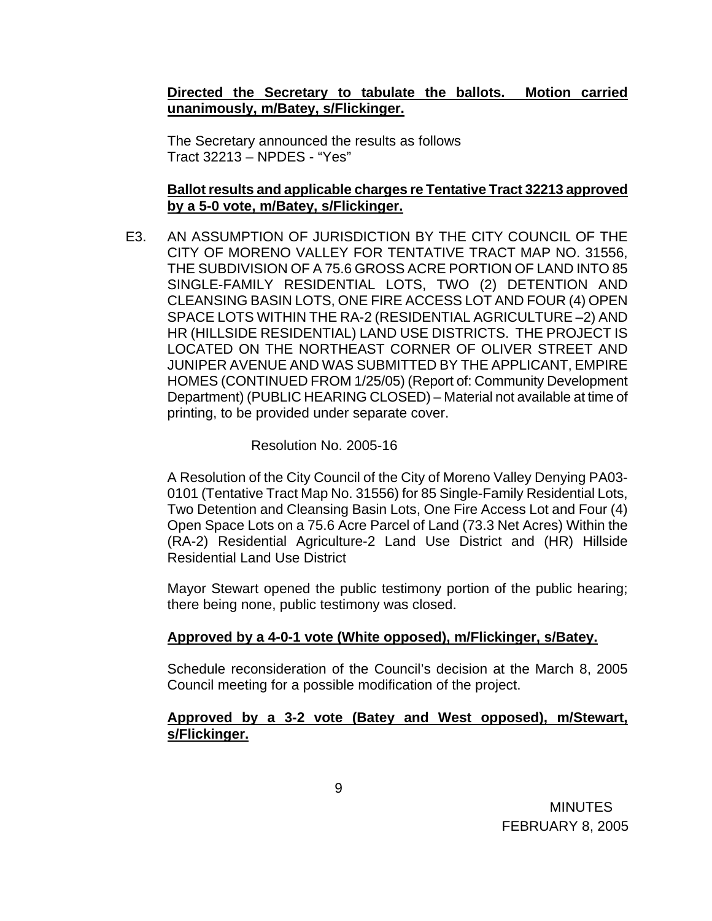**Directed the Secretary to tabulate the ballots. Motion carried unanimously, m/Batey, s/Flickinger.**

The Secretary announced the results as follows
Tract 32213 – NPDES - "Yes"

**Ballot results and applicable charges re Tentative Tract 32213 approved by a 5-0 vote, m/Batey, s/Flickinger.**

E3. AN ASSUMPTION OF JURISDICTION BY THE CITY COUNCIL OF THE CITY OF MORENO VALLEY FOR TENTATIVE TRACT MAP NO. 31556, THE SUBDIVISION OF A 75.6 GROSS ACRE PORTION OF LAND INTO 85 SINGLE-FAMILY RESIDENTIAL LOTS, TWO (2) DETENTION AND CLEANSING BASIN LOTS, ONE FIRE ACCESS LOT AND FOUR (4) OPEN SPACE LOTS WITHIN THE RA-2 (RESIDENTIAL AGRICULTURE –2) AND HR (HILLSIDE RESIDENTIAL) LAND USE DISTRICTS. THE PROJECT IS LOCATED ON THE NORTHEAST CORNER OF OLIVER STREET AND JUNIPER AVENUE AND WAS SUBMITTED BY THE APPLICANT, EMPIRE HOMES (CONTINUED FROM 1/25/05) (Report of: Community Development Department) (PUBLIC HEARING CLOSED) – Material not available at time of printing, to be provided under separate cover.

Resolution No. 2005-16

A Resolution of the City Council of the City of Moreno Valley Denying PA03-0101 (Tentative Tract Map No. 31556) for 85 Single-Family Residential Lots, Two Detention and Cleansing Basin Lots, One Fire Access Lot and Four (4) Open Space Lots on a 75.6 Acre Parcel of Land (73.3 Net Acres) Within the (RA-2) Residential Agriculture-2 Land Use District and (HR) Hillside Residential Land Use District

Mayor Stewart opened the public testimony portion of the public hearing; there being none, public testimony was closed.

**Approved by a 4-0-1 vote (White opposed), m/Flickinger, s/Batey.**

Schedule reconsideration of the Council's decision at the March 8, 2005 Council meeting for a possible modification of the project.

**Approved by a 3-2 vote (Batey and West opposed), m/Stewart, s/Flickinger.**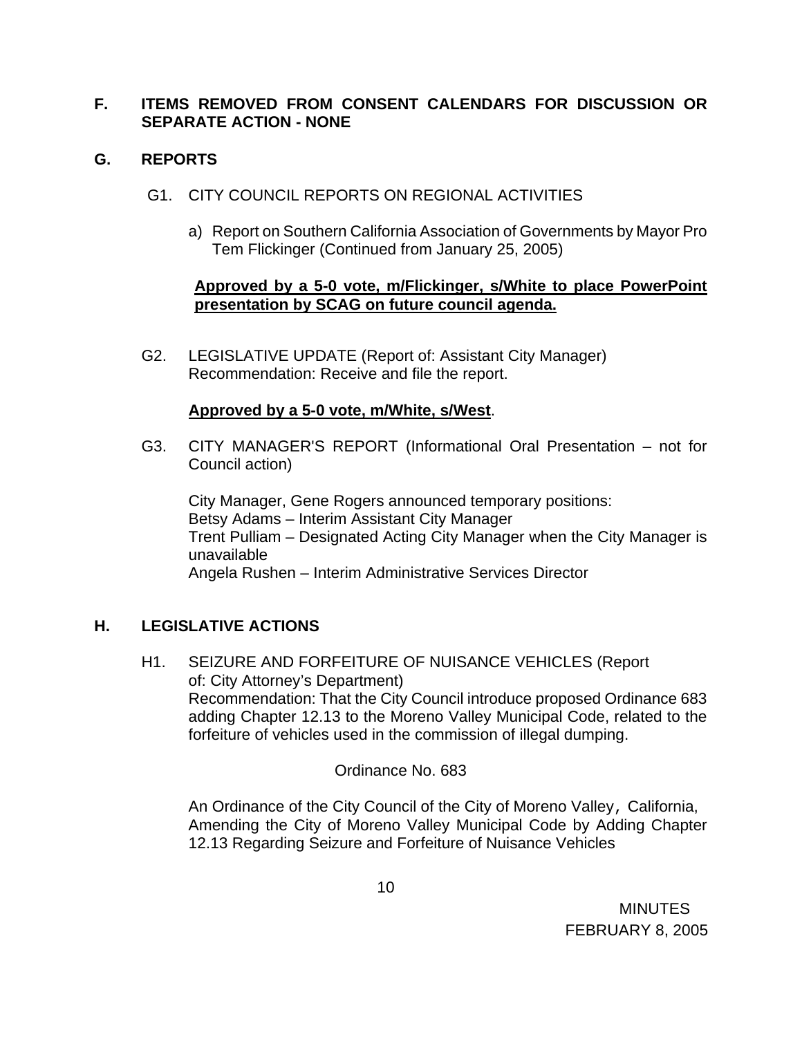## F. ITEMS REMOVED FROM CONSENT CALENDARS FOR DISCUSSION OR SEPARATE ACTION - NONE

## G. REPORTS

G1. CITY COUNCIL REPORTS ON REGIONAL ACTIVITIES

a) Report on Southern California Association of Governments by Mayor Pro Tem Flickinger (Continued from January 25, 2005)

**Approved by a 5-0 vote, m/Flickinger, s/White to place PowerPoint presentation by SCAG on future council agenda.**

G2. LEGISLATIVE UPDATE (Report of: Assistant City Manager)
Recommendation: Receive and file the report.

**Approved by a 5-0 vote, m/White, s/West**.

G3. CITY MANAGER'S REPORT (Informational Oral Presentation – not for Council action)

City Manager, Gene Rogers announced temporary positions:
Betsy Adams – Interim Assistant City Manager
Trent Pulliam – Designated Acting City Manager when the City Manager is unavailable
Angela Rushen – Interim Administrative Services Director

## H. LEGISLATIVE ACTIONS

H1. SEIZURE AND FORFEITURE OF NUISANCE VEHICLES (Report of: City Attorney's Department)
Recommendation: That the City Council introduce proposed Ordinance 683 adding Chapter 12.13 to the Moreno Valley Municipal Code, related to the forfeiture of vehicles used in the commission of illegal dumping.

Ordinance No. 683

An Ordinance of the City Council of the City of Moreno Valley, California, Amending the City of Moreno Valley Municipal Code by Adding Chapter 12.13 Regarding Seizure and Forfeiture of Nuisance Vehicles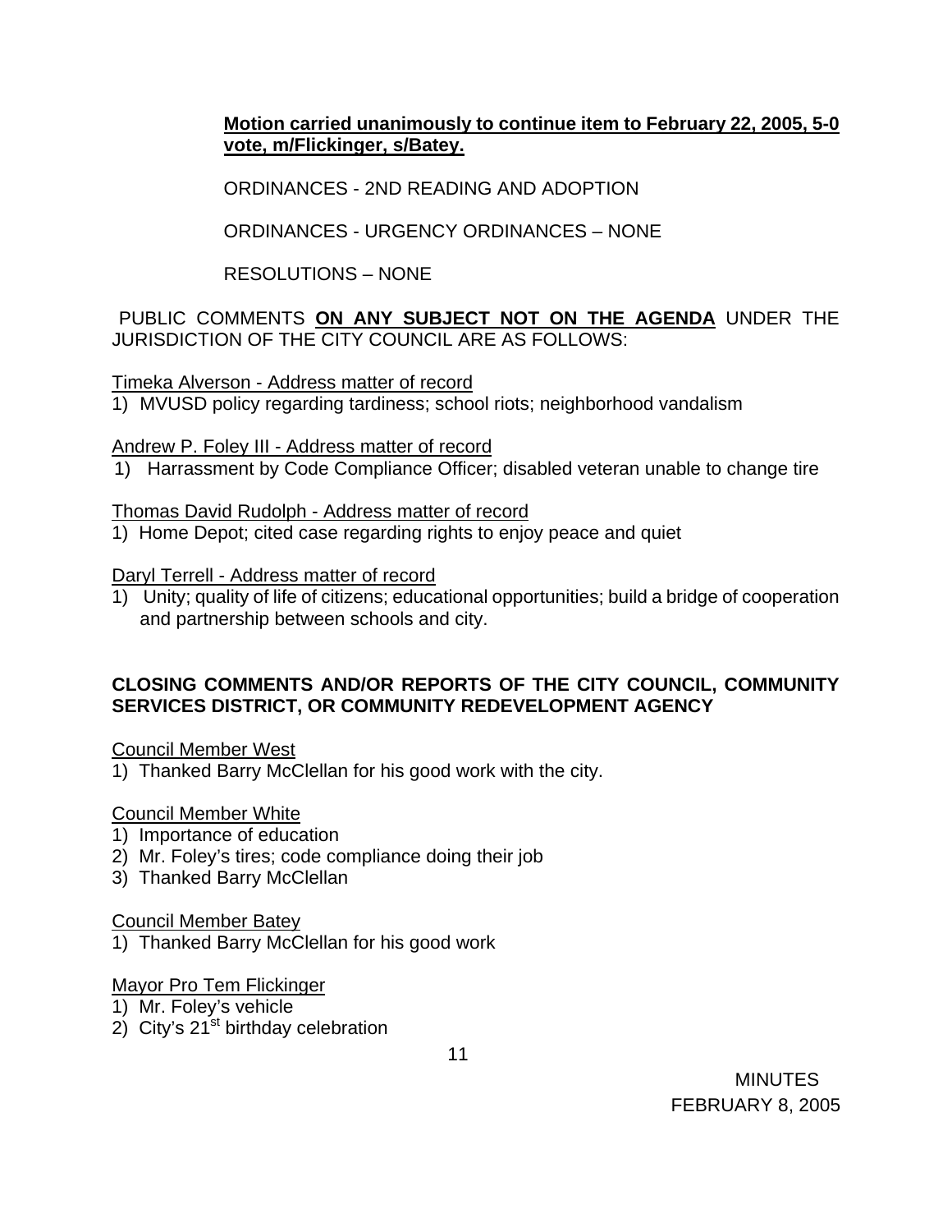**Motion carried unanimously to continue item to February 22, 2005, 5-0 vote, m/Flickinger, s/Batey.**

ORDINANCES - 2ND READING AND ADOPTION

ORDINANCES - URGENCY ORDINANCES – NONE

RESOLUTIONS – NONE

PUBLIC COMMENTS **ON ANY SUBJECT NOT ON THE AGENDA** UNDER THE JURISDICTION OF THE CITY COUNCIL ARE AS FOLLOWS:

Timeka Alverson - Address matter of record

1) MVUSD policy regarding tardiness; school riots; neighborhood vandalism

Andrew P. Foley III - Address matter of record

1) Harrassment by Code Compliance Officer; disabled veteran unable to change tire

Thomas David Rudolph - Address matter of record

1) Home Depot; cited case regarding rights to enjoy peace and quiet

Daryl Terrell - Address matter of record

1) Unity; quality of life of citizens; educational opportunities; build a bridge of cooperation and partnership between schools and city.

**CLOSING COMMENTS AND/OR REPORTS OF THE CITY COUNCIL, COMMUNITY SERVICES DISTRICT, OR COMMUNITY REDEVELOPMENT AGENCY**

Council Member West

1) Thanked Barry McClellan for his good work with the city.

Council Member White

1) Importance of education
2) Mr. Foley's tires; code compliance doing their job
3) Thanked Barry McClellan

Council Member Batey

1) Thanked Barry McClellan for his good work

Mayor Pro Tem Flickinger

1) Mr. Foley's vehicle
2) City's 21st birthday celebration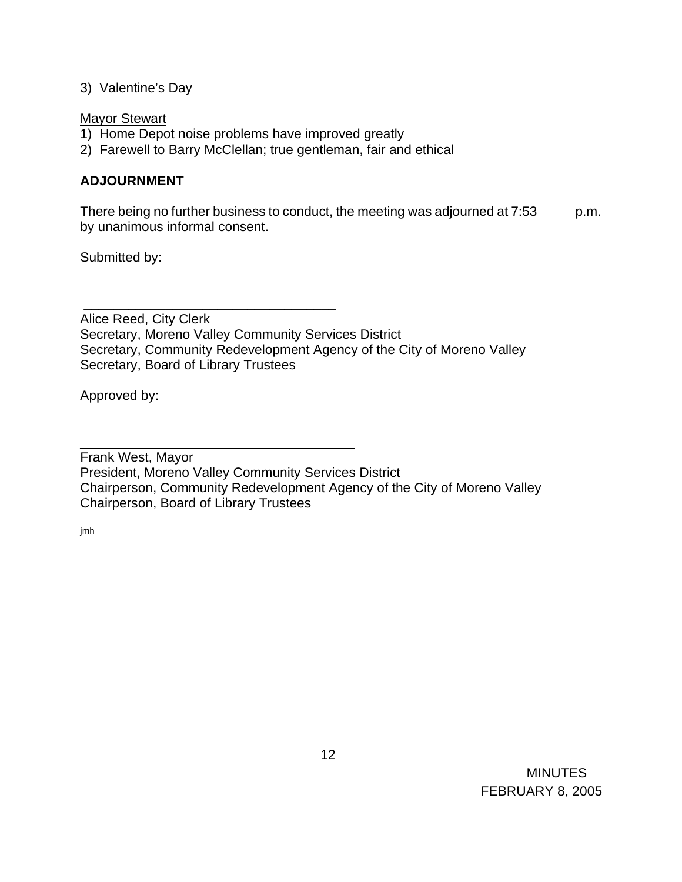3) Valentine's Day

Mayor Stewart

1) Home Depot noise problems have improved greatly
2) Farewell to Barry McClellan; true gentleman, fair and ethical

**ADJOURNMENT**

There being no further business to conduct, the meeting was adjourned at 7:53 p.m. by unanimous informal consent.

Submitted by:

\_\_\_\_\_\_\_\_\_\_\_\_\_\_\_\_\_\_\_\_\_\_\_\_\_\_\_\_\_\_\_\_\_\_\_

Alice Reed, City Clerk
Secretary, Moreno Valley Community Services District
Secretary, Community Redevelopment Agency of the City of Moreno Valley
Secretary, Board of Library Trustees

Approved by:

\_\_\_\_\_\_\_\_\_\_\_\_\_\_\_\_\_\_\_\_\_\_\_\_\_\_\_\_\_\_\_\_\_\_\_\_\_\_

Frank West, Mayor
President, Moreno Valley Community Services District
Chairperson, Community Redevelopment Agency of the City of Moreno Valley
Chairperson, Board of Library Trustees

jmh